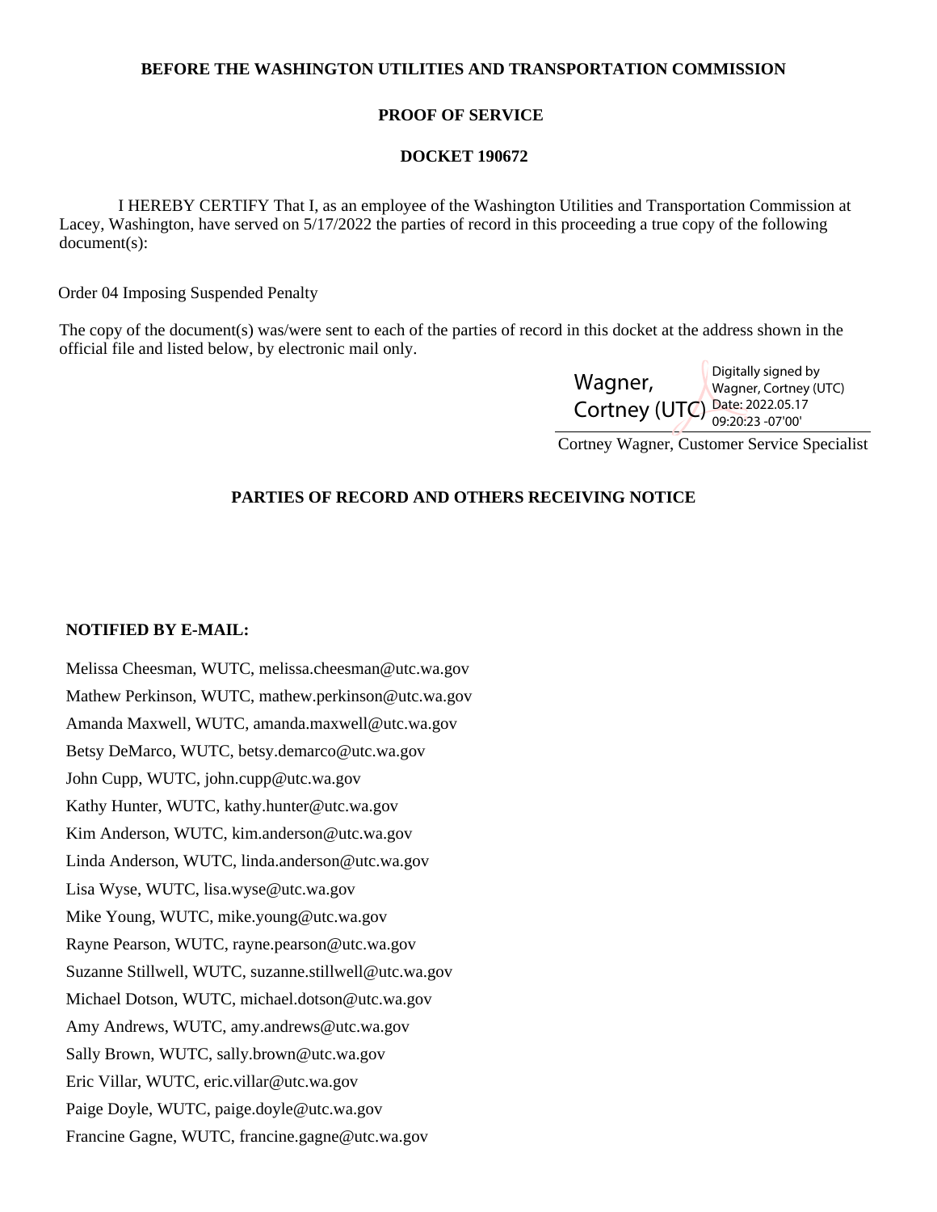**BEFORE THE WASHINGTON UTILITIES AND TRANSPORTATION COMMISSION**

**PROOF OF SERVICE**

**DOCKET 190672**

I HEREBY CERTIFY That I, as an employee of the Washington Utilities and Transportation Commission at Lacey, Washington, have served on 5/17/2022 the parties of record in this proceeding a true copy of the following document(s):

Order 04 Imposing Suspended Penalty

The copy of the document(s) was/were sent to each of the parties of record in this docket at the address shown in the official file and listed below, by electronic mail only.

Wagner, Cortney (UTC) Digitally signed by Wagner, Cortney (UTC) Date: 2022.05.17 09:20:23 -07'00'

Cortney Wagner, Customer Service Specialist

**PARTIES OF RECORD AND OTHERS RECEIVING NOTICE**

**NOTIFIED BY E-MAIL:**

Melissa Cheesman, WUTC, melissa.cheesman@utc.wa.gov
Mathew Perkinson, WUTC, mathew.perkinson@utc.wa.gov
Amanda Maxwell, WUTC, amanda.maxwell@utc.wa.gov
Betsy DeMarco, WUTC, betsy.demarco@utc.wa.gov
John Cupp, WUTC, john.cupp@utc.wa.gov
Kathy Hunter, WUTC, kathy.hunter@utc.wa.gov
Kim Anderson, WUTC, kim.anderson@utc.wa.gov
Linda Anderson, WUTC, linda.anderson@utc.wa.gov
Lisa Wyse, WUTC, lisa.wyse@utc.wa.gov
Mike Young, WUTC, mike.young@utc.wa.gov
Rayne Pearson, WUTC, rayne.pearson@utc.wa.gov
Suzanne Stillwell, WUTC, suzanne.stillwell@utc.wa.gov
Michael Dotson, WUTC, michael.dotson@utc.wa.gov
Amy Andrews, WUTC, amy.andrews@utc.wa.gov
Sally Brown, WUTC, sally.brown@utc.wa.gov
Eric Villar, WUTC, eric.villar@utc.wa.gov
Paige Doyle, WUTC, paige.doyle@utc.wa.gov
Francine Gagne, WUTC, francine.gagne@utc.wa.gov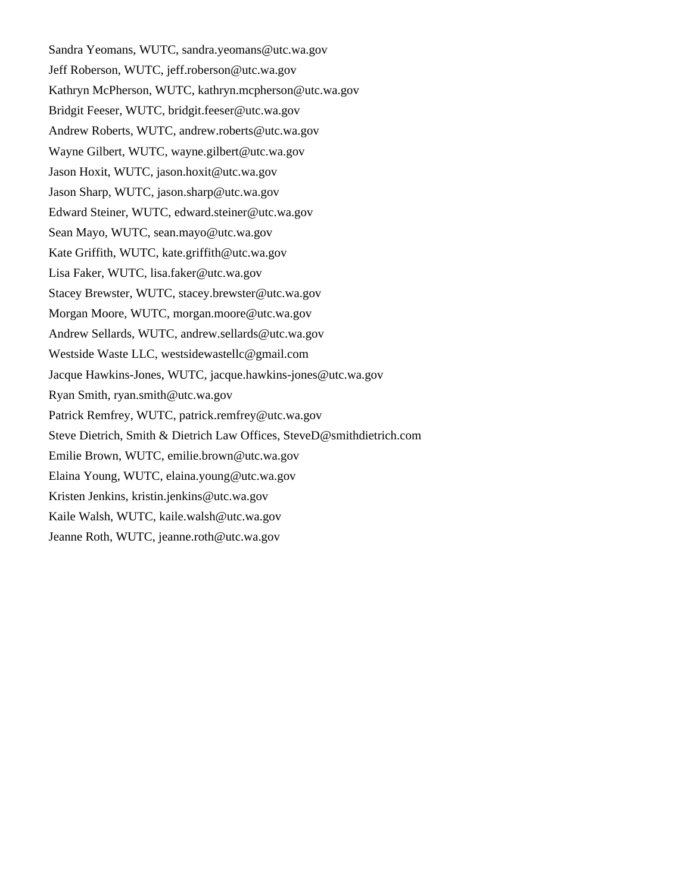Sandra Yeomans, WUTC, sandra.yeomans@utc.wa.gov

Jeff Roberson, WUTC, jeff.roberson@utc.wa.gov

Kathryn McPherson, WUTC, kathryn.mcpherson@utc.wa.gov

Bridgit Feeser, WUTC, bridgit.feeser@utc.wa.gov

Andrew Roberts, WUTC, andrew.roberts@utc.wa.gov

Wayne Gilbert, WUTC, wayne.gilbert@utc.wa.gov

Jason Hoxit, WUTC, jason.hoxit@utc.wa.gov

Jason Sharp, WUTC, jason.sharp@utc.wa.gov

Edward Steiner, WUTC, edward.steiner@utc.wa.gov

Sean Mayo, WUTC, sean.mayo@utc.wa.gov

Kate Griffith, WUTC, kate.griffith@utc.wa.gov

Lisa Faker, WUTC, lisa.faker@utc.wa.gov

Stacey Brewster, WUTC, stacey.brewster@utc.wa.gov

Morgan Moore, WUTC, morgan.moore@utc.wa.gov

Andrew Sellards, WUTC, andrew.sellards@utc.wa.gov

Westside Waste LLC, westsidewastellc@gmail.com

Jacque Hawkins-Jones, WUTC, jacque.hawkins-jones@utc.wa.gov

Ryan Smith, ryan.smith@utc.wa.gov

Patrick Remfrey, WUTC, patrick.remfrey@utc.wa.gov

Steve Dietrich, Smith & Dietrich Law Offices, SteveD@smithdietrich.com

Emilie Brown, WUTC, emilie.brown@utc.wa.gov

Elaina Young, WUTC, elaina.young@utc.wa.gov

Kristen Jenkins, kristin.jenkins@utc.wa.gov

Kaile Walsh, WUTC, kaile.walsh@utc.wa.gov

Jeanne Roth, WUTC, jeanne.roth@utc.wa.gov